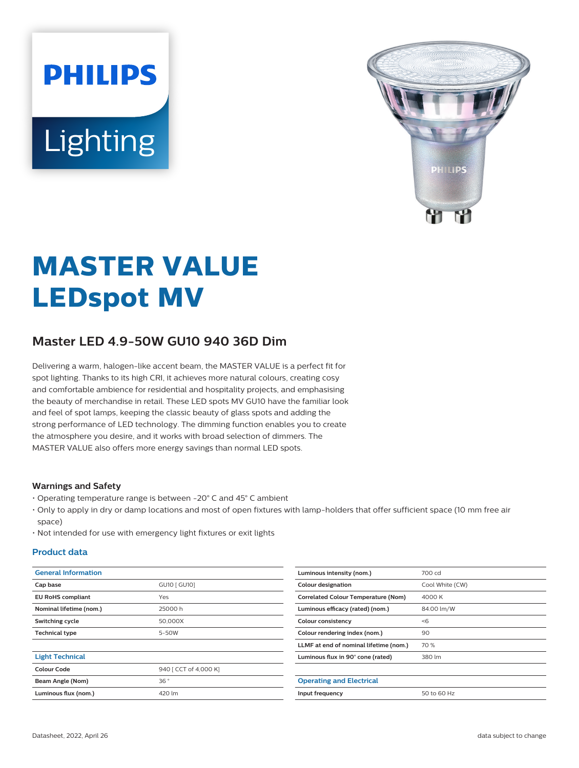# MASTER VALUE LEDspot MV

## Master LED 4.9-50W GU10 940 36D Dim

Delivering a warm, halogen-like accent beam, the MASTER VALUE is a perfect fit for spot lighting. Thanks to its high CRI, it achieves more natural colours, creating cosy and comfortable ambience for residential and hospitality projects, and emphasising the beauty of merchandise in retail. These LED spots MV GU10 have the familiar look and feel of spot lamps, keeping the classic beauty of glass spots and adding the strong performance of LED technology. The dimming function enables you to create the atmosphere you desire, and it works with broad selection of dimmers. The MASTER VALUE also offers more energy savings than normal LED spots.

### Warnings and Safety

- Operating temperature range is between -20° C and 45° C ambient
- Only to apply in dry or damp locations and most of open fixtures with lamp-holders that offer sufficient space (10 mm free air space)
- Not intended for use with emergency light fixtures or exit lights

### Product data

| General Information | |
|---|---|
| Cap base | GU10 [ GU10] |
| EU RoHS compliant | Yes |
| Nominal lifetime (nom.) | 25000 h |
| Switching cycle | 50,000X |
| Technical type | 5-50W |

| Light Technical | |
|---|---|
| Colour Code | 940 [ CCT of 4,000 K] |
| Beam Angle (Nom) | 36 ° |
| Luminous flux (nom.) | 420 lm |
| Luminous intensity (nom.) | 700 cd |
| Colour designation | Cool White (CW) |
| Correlated Colour Temperature (Nom) | 4000 K |
| Luminous efficacy (rated) (nom.) | 84.00 lm/W |
| Colour consistency | <6 |
| Colour rendering index (nom.) | 90 |
| LLMF at end of nominal lifetime (nom.) | 70 % |
| Luminous flux in 90° cone (rated) | 380 lm |

| Operating and Electrical | |
|---|---|
| Input frequency | 50 to 60 Hz |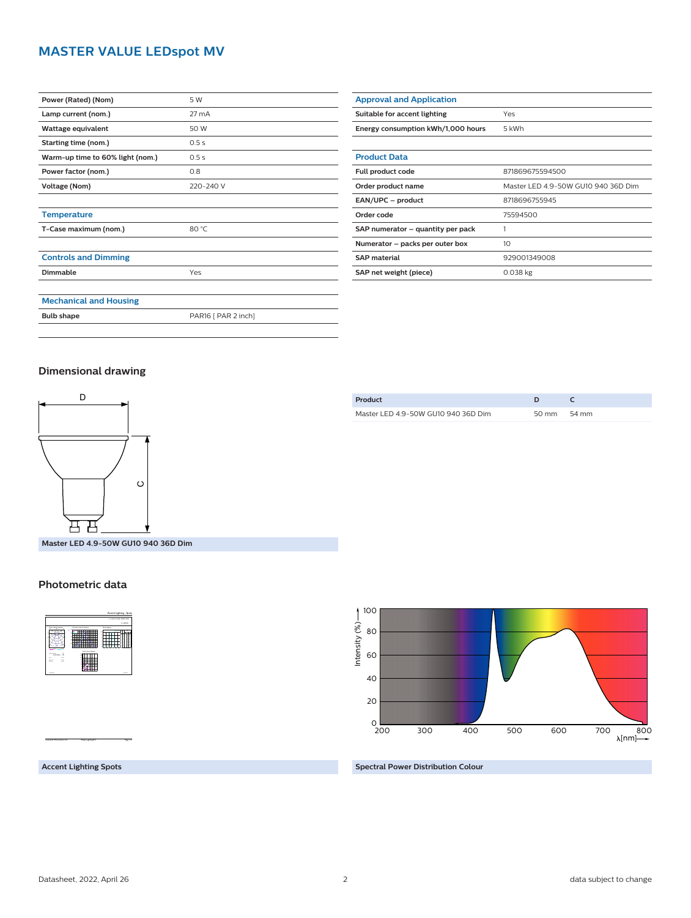# MASTER VALUE LEDspot MV

| | |
|---|---|
| Power (Rated) (Nom) | 5 W |
| Lamp current (nom.) | 27 mA |
| Wattage equivalent | 50 W |
| Starting time (nom.) | 0.5 s |
| Warm-up time to 60% light (nom.) | 0.5 s |
| Power factor (nom.) | 0.8 |
| Voltage (Nom) | 220-240 V |

### Temperature

| | |
|---|---|
| T-Case maximum (nom.) | 80 °C |

### Controls and Dimming

| | |
|---|---|
| Dimmable | Yes |

### Mechanical and Housing

| | |
|---|---|
| Bulb shape | PAR16 [ PAR 2 inch] |

### Approval and Application

| | |
|---|---|
| Suitable for accent lighting | Yes |
| Energy consumption kWh/1,000 hours | 5 kWh |

### Product Data

| | |
|---|---|
| Full product code | 871869675594500 |
| Order product name | Master LED 4.9-50W GU10 940 36D Dim |
| EAN/UPC – product | 8718696755945 |
| Order code | 75594500 |
| SAP numerator – quantity per pack | 1 |
| Numerator – packs per outer box | 10 |
| SAP material | 929001349008 |
| SAP net weight (piece) | 0.038 kg |

## Dimensional drawing

Master LED 4.9-50W GU10 940 36D Dim

| Product | D | C |
|---|---|---|
| Master LED 4.9-50W GU10 940 36D Dim | 50 mm | 54 mm |

## Photometric data

Accent Lighting Spots

Spectral Power Distribution Colour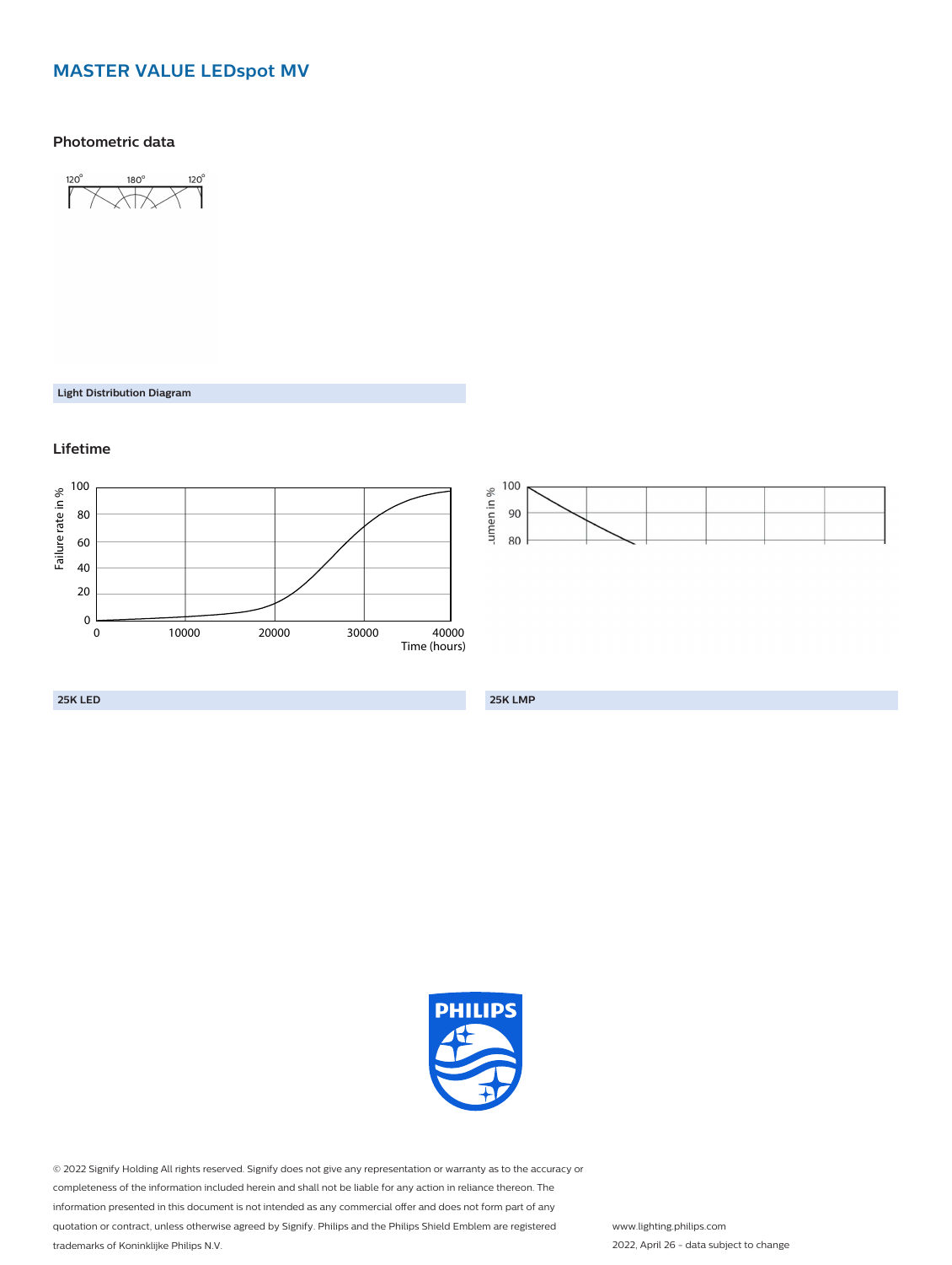# MASTER VALUE LEDspot MV

## Photometric data

120° 180° 120°

Light Distribution Diagram

## Lifetime

Failure rate in %
100
80
60
40
20
0
0 10000 20000 30000 40000
Time (hours)

25K LED

Lumen in %
100
90
80

25K LMP

© 2022 Signify Holding All rights reserved. Signify does not give any representation or warranty as to the accuracy or completeness of the information included herein and shall not be liable for any action in reliance thereon. The information presented in this document is not intended as any commercial offer and does not form part of any quotation or contract, unless otherwise agreed by Signify. Philips and the Philips Shield Emblem are registered trademarks of Koninklijke Philips N.V.

www.lighting.philips.com

2022, April 26 - data subject to change